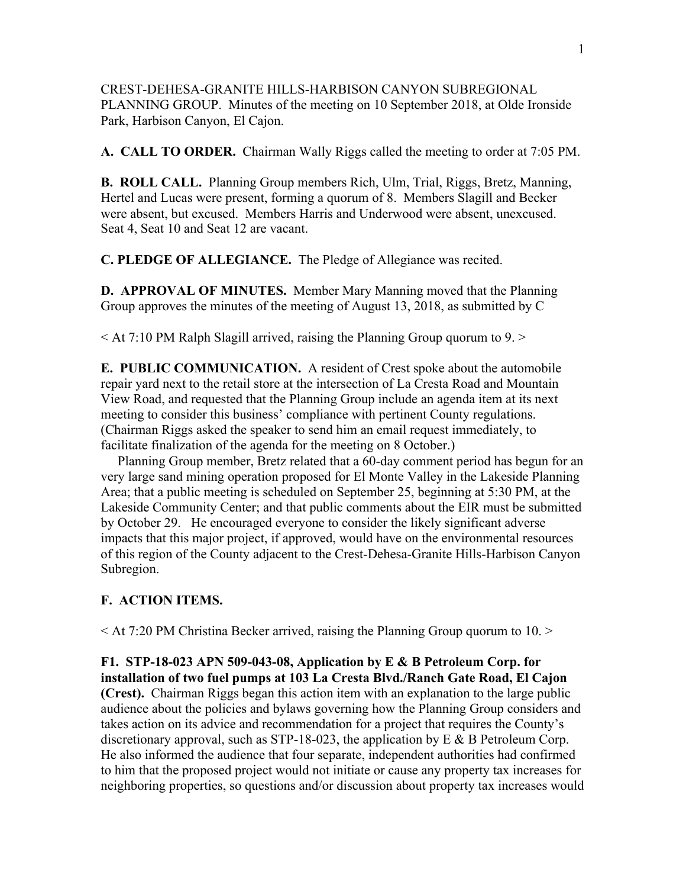CREST-DEHESA-GRANITE HILLS-HARBISON CANYON SUBREGIONAL PLANNING GROUP. Minutes of the meeting on 10 September 2018, at Olde Ironside Park, Harbison Canyon, El Cajon.

**A. CALL TO ORDER.** Chairman Wally Riggs called the meeting to order at 7:05 PM.

**B. ROLL CALL.** Planning Group members Rich, Ulm, Trial, Riggs, Bretz, Manning, Hertel and Lucas were present, forming a quorum of 8. Members Slagill and Becker were absent, but excused. Members Harris and Underwood were absent, unexcused. Seat 4, Seat 10 and Seat 12 are vacant.

**C. PLEDGE OF ALLEGIANCE.** The Pledge of Allegiance was recited.

**D. APPROVAL OF MINUTES.** Member Mary Manning moved that the Planning Group approves the minutes of the meeting of August 13, 2018, as submitted by C

< At 7:10 PM Ralph Slagill arrived, raising the Planning Group quorum to 9. >

**E. PUBLIC COMMUNICATION.** A resident of Crest spoke about the automobile repair yard next to the retail store at the intersection of La Cresta Road and Mountain View Road, and requested that the Planning Group include an agenda item at its next meeting to consider this business' compliance with pertinent County regulations. (Chairman Riggs asked the speaker to send him an email request immediately, to facilitate finalization of the agenda for the meeting on 8 October.)

Planning Group member, Bretz related that a 60-day comment period has begun for an very large sand mining operation proposed for El Monte Valley in the Lakeside Planning Area; that a public meeting is scheduled on September 25, beginning at 5:30 PM, at the Lakeside Community Center; and that public comments about the EIR must be submitted by October 29. He encouraged everyone to consider the likely significant adverse impacts that this major project, if approved, would have on the environmental resources of this region of the County adjacent to the Crest-Dehesa-Granite Hills-Harbison Canyon Subregion.

**F. ACTION ITEMS.**

< At 7:20 PM Christina Becker arrived, raising the Planning Group quorum to 10. >

**F1. STP-18-023 APN 509-043-08, Application by E & B Petroleum Corp. for installation of two fuel pumps at 103 La Cresta Blvd./Ranch Gate Road, El Cajon (Crest).** Chairman Riggs began this action item with an explanation to the large public audience about the policies and bylaws governing how the Planning Group considers and takes action on its advice and recommendation for a project that requires the County's discretionary approval, such as STP-18-023, the application by E & B Petroleum Corp. He also informed the audience that four separate, independent authorities had confirmed to him that the proposed project would not initiate or cause any property tax increases for neighboring properties, so questions and/or discussion about property tax increases would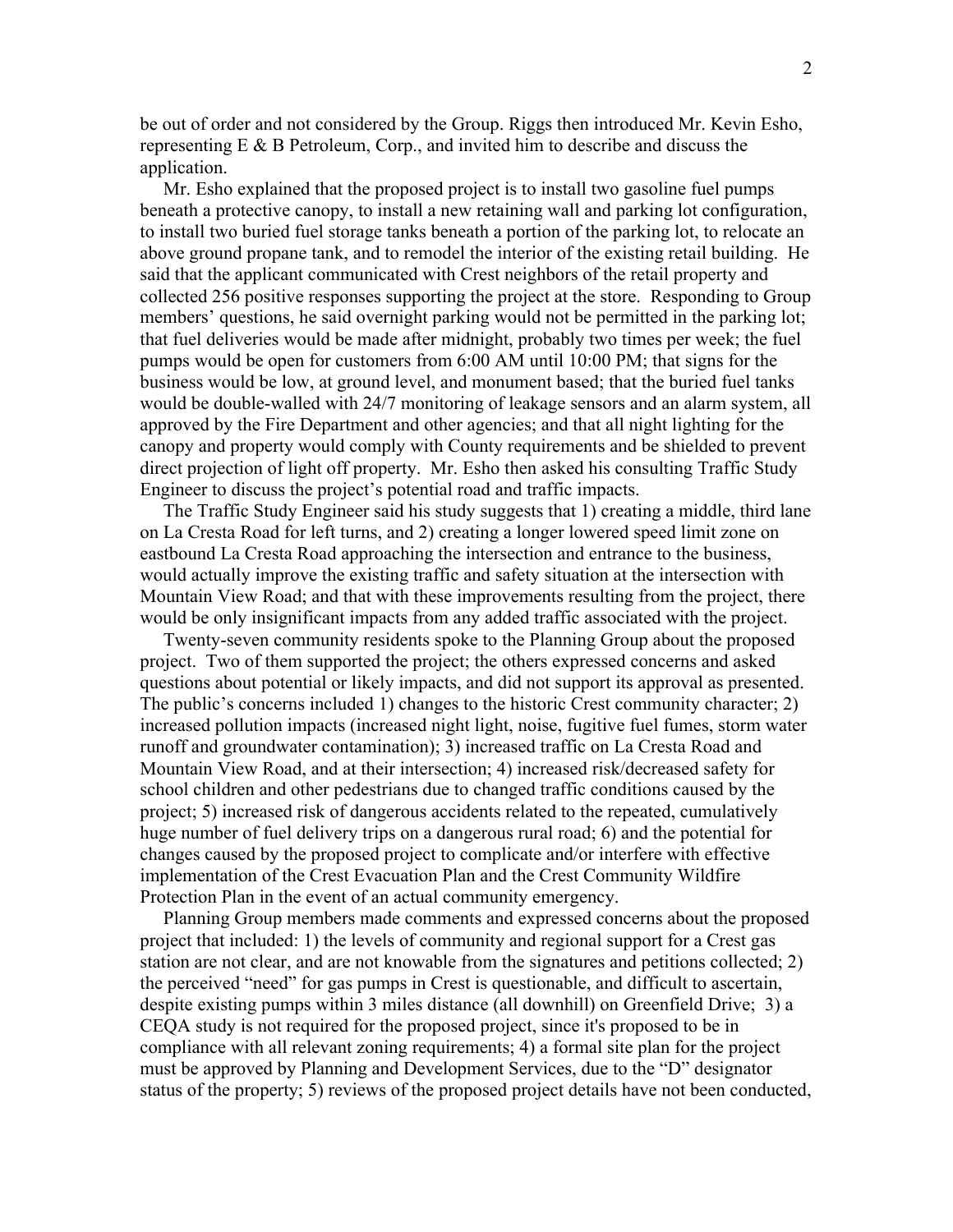be out of order and not considered by the Group. Riggs then introduced Mr. Kevin Esho, representing E & B Petroleum, Corp., and invited him to describe and discuss the application.

Mr. Esho explained that the proposed project is to install two gasoline fuel pumps beneath a protective canopy, to install a new retaining wall and parking lot configuration, to install two buried fuel storage tanks beneath a portion of the parking lot, to relocate an above ground propane tank, and to remodel the interior of the existing retail building. He said that the applicant communicated with Crest neighbors of the retail property and collected 256 positive responses supporting the project at the store. Responding to Group members' questions, he said overnight parking would not be permitted in the parking lot; that fuel deliveries would be made after midnight, probably two times per week; the fuel pumps would be open for customers from 6:00 AM until 10:00 PM; that signs for the business would be low, at ground level, and monument based; that the buried fuel tanks would be double-walled with 24/7 monitoring of leakage sensors and an alarm system, all approved by the Fire Department and other agencies; and that all night lighting for the canopy and property would comply with County requirements and be shielded to prevent direct projection of light off property. Mr. Esho then asked his consulting Traffic Study Engineer to discuss the project's potential road and traffic impacts.

The Traffic Study Engineer said his study suggests that 1) creating a middle, third lane on La Cresta Road for left turns, and 2) creating a longer lowered speed limit zone on eastbound La Cresta Road approaching the intersection and entrance to the business, would actually improve the existing traffic and safety situation at the intersection with Mountain View Road; and that with these improvements resulting from the project, there would be only insignificant impacts from any added traffic associated with the project.

Twenty-seven community residents spoke to the Planning Group about the proposed project. Two of them supported the project; the others expressed concerns and asked questions about potential or likely impacts, and did not support its approval as presented. The public's concerns included 1) changes to the historic Crest community character; 2) increased pollution impacts (increased night light, noise, fugitive fuel fumes, storm water runoff and groundwater contamination); 3) increased traffic on La Cresta Road and Mountain View Road, and at their intersection; 4) increased risk/decreased safety for school children and other pedestrians due to changed traffic conditions caused by the project; 5) increased risk of dangerous accidents related to the repeated, cumulatively huge number of fuel delivery trips on a dangerous rural road; 6) and the potential for changes caused by the proposed project to complicate and/or interfere with effective implementation of the Crest Evacuation Plan and the Crest Community Wildfire Protection Plan in the event of an actual community emergency.

Planning Group members made comments and expressed concerns about the proposed project that included: 1) the levels of community and regional support for a Crest gas station are not clear, and are not knowable from the signatures and petitions collected; 2) the perceived "need" for gas pumps in Crest is questionable, and difficult to ascertain, despite existing pumps within 3 miles distance (all downhill) on Greenfield Drive; 3) a CEQA study is not required for the proposed project, since it's proposed to be in compliance with all relevant zoning requirements; 4) a formal site plan for the project must be approved by Planning and Development Services, due to the "D" designator status of the property; 5) reviews of the proposed project details have not been conducted,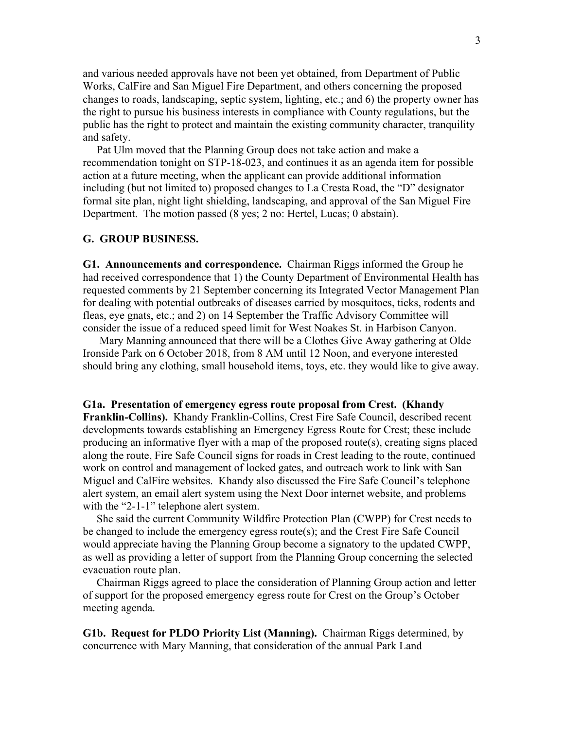and various needed approvals have not been yet obtained, from Department of Public Works, CalFire and San Miguel Fire Department, and others concerning the proposed changes to roads, landscaping, septic system, lighting, etc.; and 6) the property owner has the right to pursue his business interests in compliance with County regulations, but the public has the right to protect and maintain the existing community character, tranquility and safety.

Pat Ulm moved that the Planning Group does not take action and make a recommendation tonight on STP-18-023, and continues it as an agenda item for possible action at a future meeting, when the applicant can provide additional information including (but not limited to) proposed changes to La Cresta Road, the "D" designator formal site plan, night light shielding, landscaping, and approval of the San Miguel Fire Department. The motion passed (8 yes; 2 no: Hertel, Lucas; 0 abstain).

**G. GROUP BUSINESS.**

**G1. Announcements and correspondence.** Chairman Riggs informed the Group he had received correspondence that 1) the County Department of Environmental Health has requested comments by 21 September concerning its Integrated Vector Management Plan for dealing with potential outbreaks of diseases carried by mosquitoes, ticks, rodents and fleas, eye gnats, etc.; and 2) on 14 September the Traffic Advisory Committee will consider the issue of a reduced speed limit for West Noakes St. in Harbison Canyon.

Mary Manning announced that there will be a Clothes Give Away gathering at Olde Ironside Park on 6 October 2018, from 8 AM until 12 Noon, and everyone interested should bring any clothing, small household items, toys, etc. they would like to give away.

**G1a. Presentation of emergency egress route proposal from Crest. (Khandy Franklin-Collins).** Khandy Franklin-Collins, Crest Fire Safe Council, described recent developments towards establishing an Emergency Egress Route for Crest; these include producing an informative flyer with a map of the proposed route(s), creating signs placed along the route, Fire Safe Council signs for roads in Crest leading to the route, continued work on control and management of locked gates, and outreach work to link with San Miguel and CalFire websites. Khandy also discussed the Fire Safe Council's telephone alert system, an email alert system using the Next Door internet website, and problems with the "2-1-1" telephone alert system.

She said the current Community Wildfire Protection Plan (CWPP) for Crest needs to be changed to include the emergency egress route(s); and the Crest Fire Safe Council would appreciate having the Planning Group become a signatory to the updated CWPP, as well as providing a letter of support from the Planning Group concerning the selected evacuation route plan.

Chairman Riggs agreed to place the consideration of Planning Group action and letter of support for the proposed emergency egress route for Crest on the Group's October meeting agenda.

**G1b. Request for PLDO Priority List (Manning).** Chairman Riggs determined, by concurrence with Mary Manning, that consideration of the annual Park Land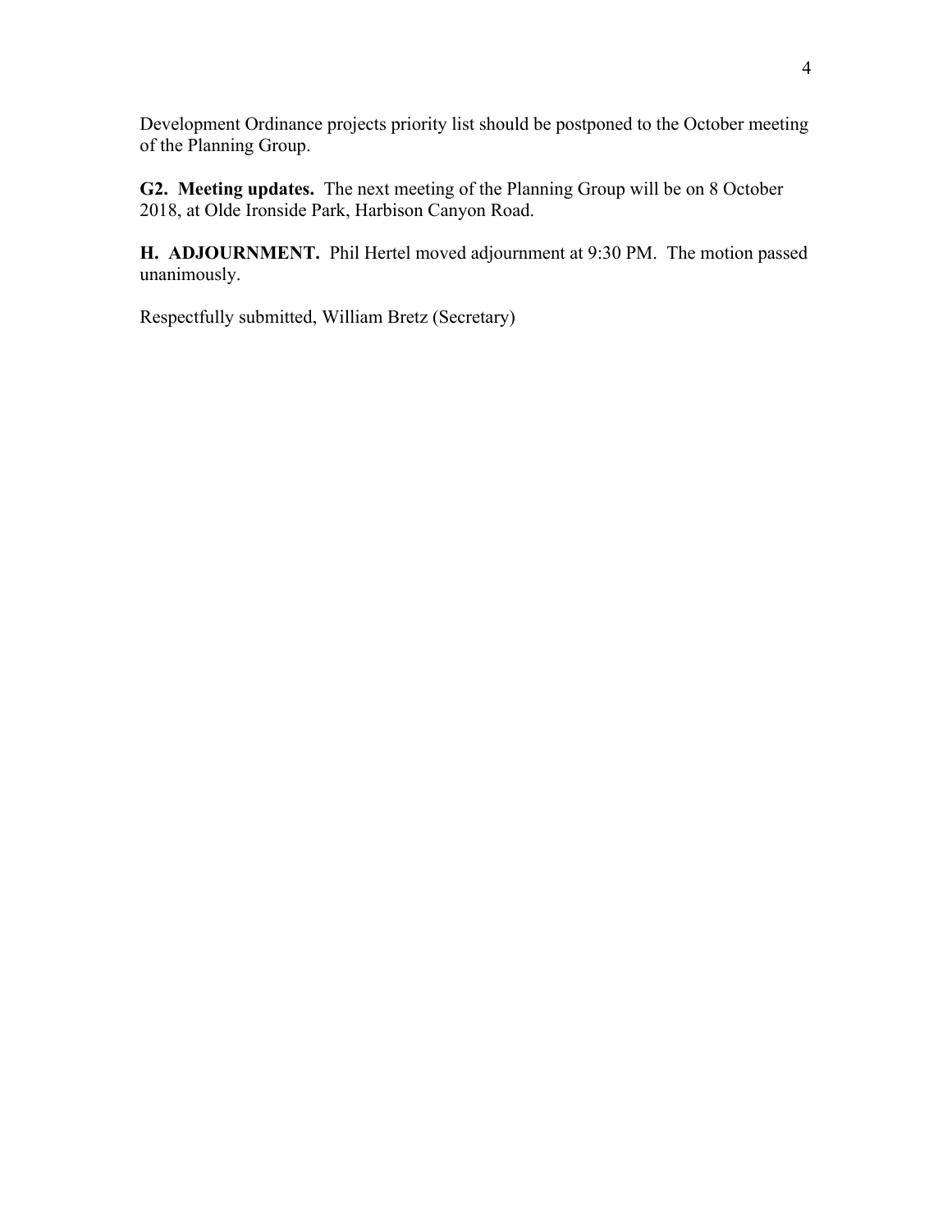Development Ordinance projects priority list should be postponed to the October meeting of the Planning Group.

**G2. Meeting updates.** The next meeting of the Planning Group will be on 8 October 2018, at Olde Ironside Park, Harbison Canyon Road.

**H. ADJOURNMENT.** Phil Hertel moved adjournment at 9:30 PM. The motion passed unanimously.

Respectfully submitted, William Bretz (Secretary)